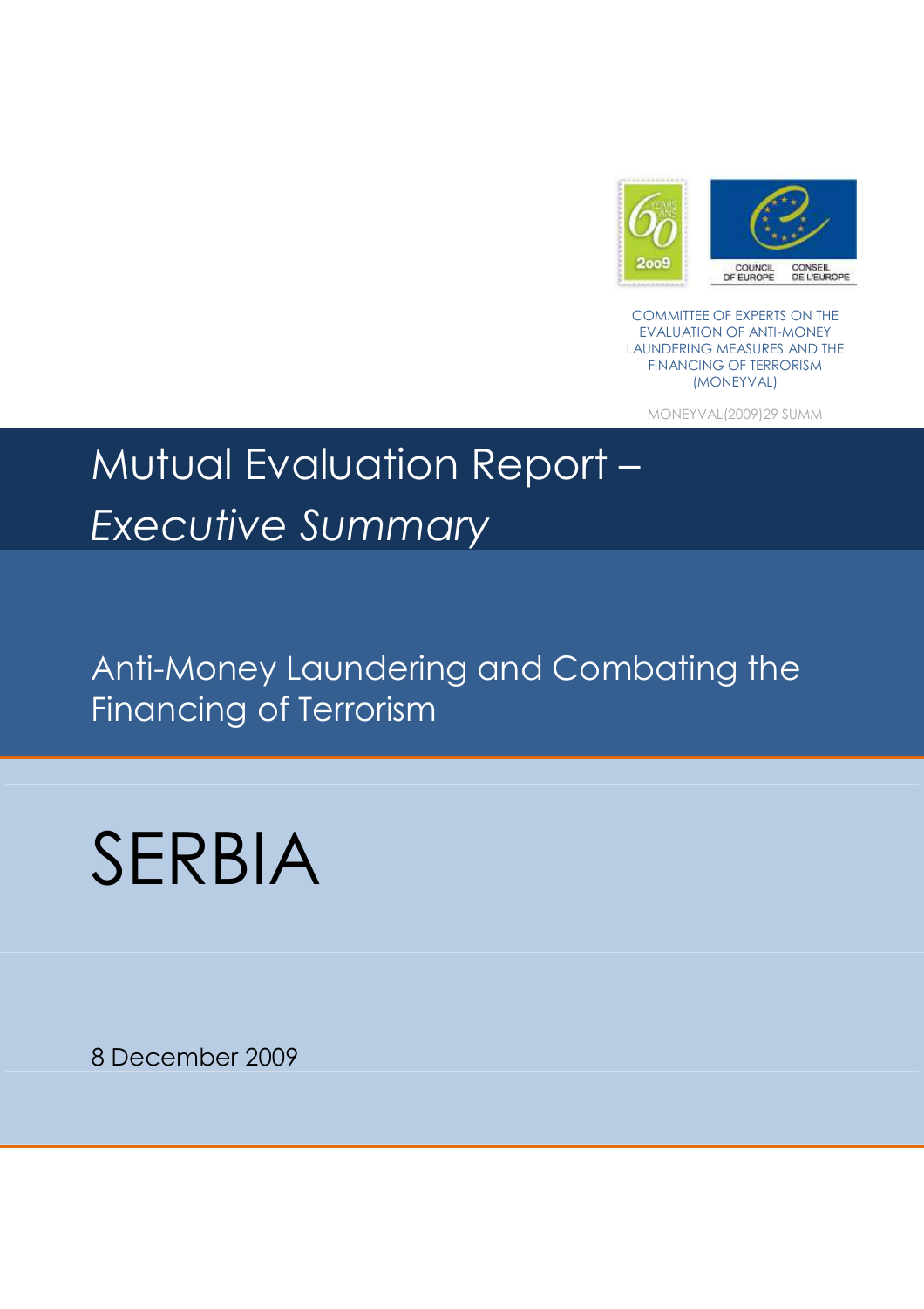COUNCIL OF EUROPE CONSEIL DE L'EUROPE

COMMITTEE OF EXPERTS ON THE EVALUATION OF ANTI-MONEY LAUNDERING MEASURES AND THE FINANCING OF TERRORISM (MONEYVAL)

MONEYVAL(2009)29 SUMM

# Mutual Evaluation Report – *Executive Summary*

## Anti-Money Laundering and Combating the Financing of Terrorism

# SERBIA

8 December 2009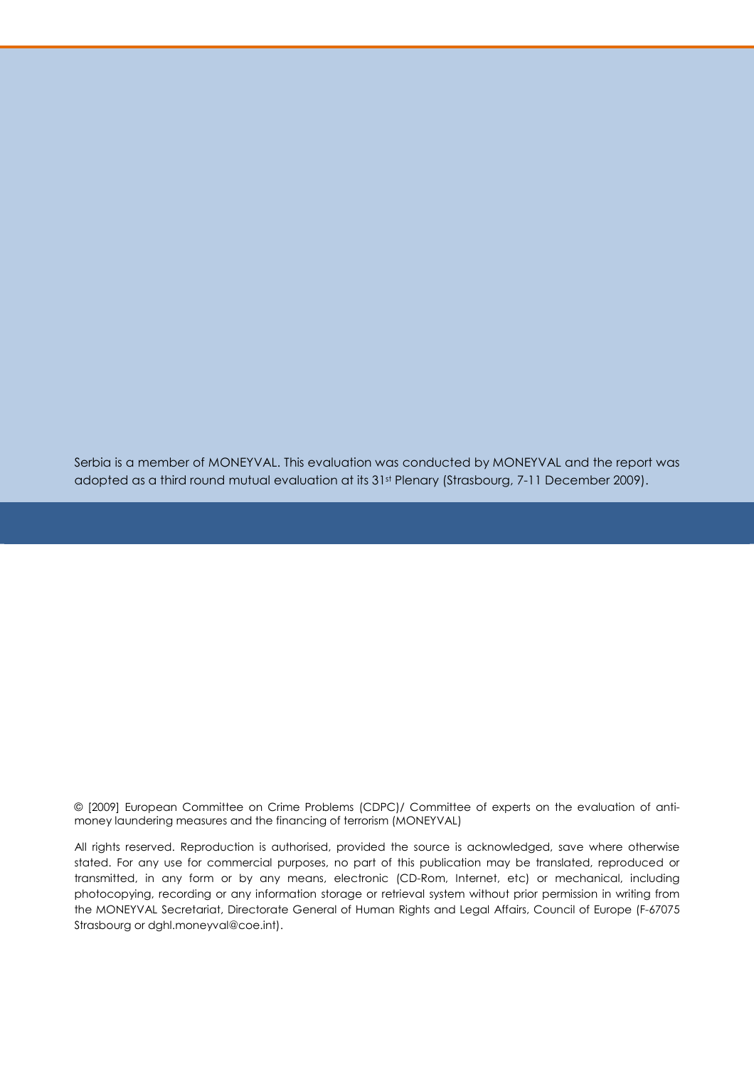Serbia is a member of MONEYVAL. This evaluation was conducted by MONEYVAL and the report was adopted as a third round mutual evaluation at its 31st Plenary (Strasbourg, 7-11 December 2009).

© [2009] European Committee on Crime Problems (CDPC)/ Committee of experts on the evaluation of anti-money laundering measures and the financing of terrorism (MONEYVAL)

All rights reserved. Reproduction is authorised, provided the source is acknowledged, save where otherwise stated. For any use for commercial purposes, no part of this publication may be translated, reproduced or transmitted, in any form or by any means, electronic (CD-Rom, Internet, etc) or mechanical, including photocopying, recording or any information storage or retrieval system without prior permission in writing from the MONEYVAL Secretariat, Directorate General of Human Rights and Legal Affairs, Council of Europe (F-67075 Strasbourg or dghl.moneyval@coe.int).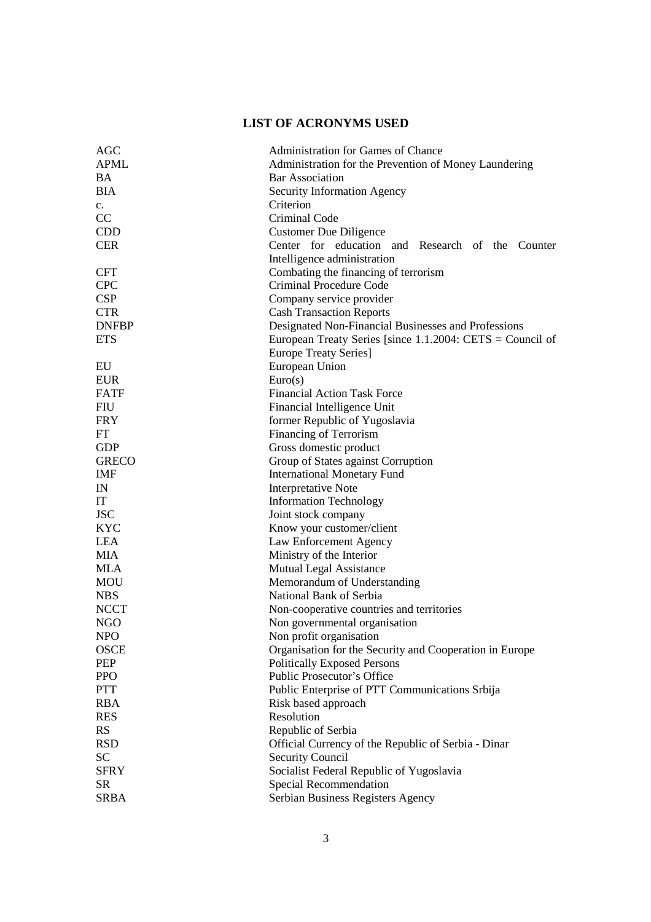## LIST OF ACRONYMS USED

| | |
|---|---|
| AGC | Administration for Games of Chance |
| APML | Administration for the Prevention of Money Laundering |
| BA | Bar Association |
| BIA | Security Information Agency |
| c. | Criterion |
| CC | Criminal Code |
| CDD | Customer Due Diligence |
| CER | Center for education and Research of the Counter Intelligence administration |
| CFT | Combating the financing of terrorism |
| CPC | Criminal Procedure Code |
| CSP | Company service provider |
| CTR | Cash Transaction Reports |
| DNFBP | Designated Non-Financial Businesses and Professions |
| ETS | European Treaty Series [since 1.1.2004: CETS = Council of Europe Treaty Series] |
| EU | European Union |
| EUR | Euro(s) |
| FATF | Financial Action Task Force |
| FIU | Financial Intelligence Unit |
| FRY | former Republic of Yugoslavia |
| FT | Financing of Terrorism |
| GDP | Gross domestic product |
| GRECO | Group of States against Corruption |
| IMF | International Monetary Fund |
| IN | Interpretative Note |
| IT | Information Technology |
| JSC | Joint stock company |
| KYC | Know your customer/client |
| LEA | Law Enforcement Agency |
| MIA | Ministry of the Interior |
| MLA | Mutual Legal Assistance |
| MOU | Memorandum of Understanding |
| NBS | National Bank of Serbia |
| NCCT | Non-cooperative countries and territories |
| NGO | Non governmental organisation |
| NPO | Non profit organisation |
| OSCE | Organisation for the Security and Cooperation in Europe |
| PEP | Politically Exposed Persons |
| PPO | Public Prosecutor's Office |
| PTT | Public Enterprise of PTT Communications Srbija |
| RBA | Risk based approach |
| RES | Resolution |
| RS | Republic of Serbia |
| RSD | Official Currency of the Republic of Serbia - Dinar |
| SC | Security Council |
| SFRY | Socialist Federal Republic of Yugoslavia |
| SR | Special Recommendation |
| SRBA | Serbian Business Registers Agency |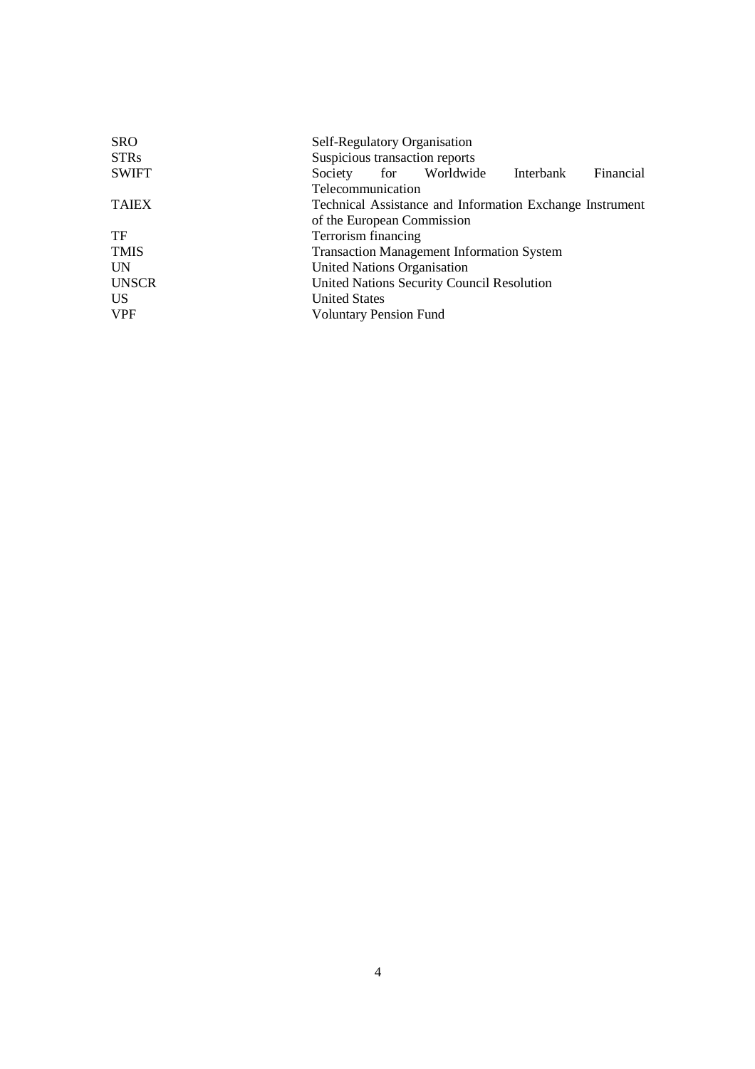| | |
|---|---|
| SRO | Self-Regulatory Organisation |
| STRs | Suspicious transaction reports |
| SWIFT | Society for Worldwide Interbank Financial Telecommunication |
| TAIEX | Technical Assistance and Information Exchange Instrument of the European Commission |
| TF | Terrorism financing |
| TMIS | Transaction Management Information System |
| UN | United Nations Organisation |
| UNSCR | United Nations Security Council Resolution |
| US | United States |
| VPF | Voluntary Pension Fund |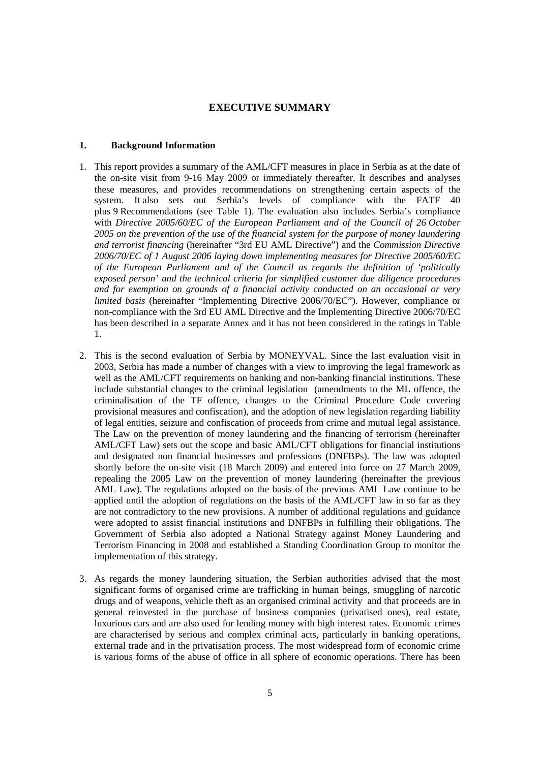# EXECUTIVE SUMMARY

## 1. Background Information

1. This report provides a summary of the AML/CFT measures in place in Serbia as at the date of the on-site visit from 9-16 May 2009 or immediately thereafter. It describes and analyses these measures, and provides recommendations on strengthening certain aspects of the system. It also sets out Serbia's levels of compliance with the FATF 40 plus 9 Recommendations (see Table 1). The evaluation also includes Serbia's compliance with *Directive 2005/60/EC of the European Parliament and of the Council of 26 October 2005 on the prevention of the use of the financial system for the purpose of money laundering and terrorist financing* (hereinafter "3rd EU AML Directive") and the *Commission Directive 2006/70/EC of 1 August 2006 laying down implementing measures for Directive 2005/60/EC of the European Parliament and of the Council as regards the definition of 'politically exposed person' and the technical criteria for simplified customer due diligence procedures and for exemption on grounds of a financial activity conducted on an occasional or very limited basis* (hereinafter "Implementing Directive 2006/70/EC"). However, compliance or non-compliance with the 3rd EU AML Directive and the Implementing Directive 2006/70/EC has been described in a separate Annex and it has not been considered in the ratings in Table 1.

2. This is the second evaluation of Serbia by MONEYVAL. Since the last evaluation visit in 2003, Serbia has made a number of changes with a view to improving the legal framework as well as the AML/CFT requirements on banking and non-banking financial institutions. These include substantial changes to the criminal legislation (amendments to the ML offence, the criminalisation of the TF offence, changes to the Criminal Procedure Code covering provisional measures and confiscation), and the adoption of new legislation regarding liability of legal entities, seizure and confiscation of proceeds from crime and mutual legal assistance. The Law on the prevention of money laundering and the financing of terrorism (hereinafter AML/CFT Law) sets out the scope and basic AML/CFT obligations for financial institutions and designated non financial businesses and professions (DNFBPs). The law was adopted shortly before the on-site visit (18 March 2009) and entered into force on 27 March 2009, repealing the 2005 Law on the prevention of money laundering (hereinafter the previous AML Law). The regulations adopted on the basis of the previous AML Law continue to be applied until the adoption of regulations on the basis of the AML/CFT law in so far as they are not contradictory to the new provisions. A number of additional regulations and guidance were adopted to assist financial institutions and DNFBPs in fulfilling their obligations. The Government of Serbia also adopted a National Strategy against Money Laundering and Terrorism Financing in 2008 and established a Standing Coordination Group to monitor the implementation of this strategy.

3. As regards the money laundering situation, the Serbian authorities advised that the most significant forms of organised crime are trafficking in human beings, smuggling of narcotic drugs and of weapons, vehicle theft as an organised criminal activity and that proceeds are in general reinvested in the purchase of business companies (privatised ones), real estate, luxurious cars and are also used for lending money with high interest rates. Economic crimes are characterised by serious and complex criminal acts, particularly in banking operations, external trade and in the privatisation process. The most widespread form of economic crime is various forms of the abuse of office in all sphere of economic operations. There has been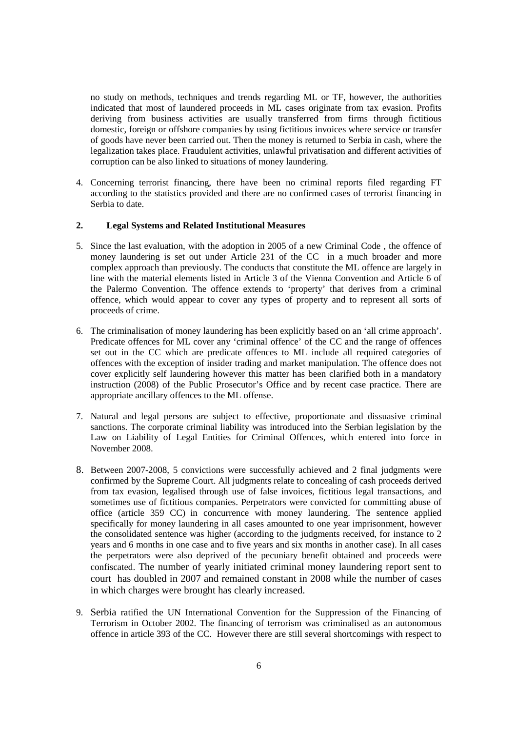no study on methods, techniques and trends regarding ML or TF, however, the authorities indicated that most of laundered proceeds in ML cases originate from tax evasion. Profits deriving from business activities are usually transferred from firms through fictitious domestic, foreign or offshore companies by using fictitious invoices where service or transfer of goods have never been carried out. Then the money is returned to Serbia in cash, where the legalization takes place. Fraudulent activities, unlawful privatisation and different activities of corruption can be also linked to situations of money laundering.

4. Concerning terrorist financing, there have been no criminal reports filed regarding FT according to the statistics provided and there are no confirmed cases of terrorist financing in Serbia to date.

## 2. Legal Systems and Related Institutional Measures

5. Since the last evaluation, with the adoption in 2005 of a new Criminal Code , the offence of money laundering is set out under Article 231 of the CC in a much broader and more complex approach than previously. The conducts that constitute the ML offence are largely in line with the material elements listed in Article 3 of the Vienna Convention and Article 6 of the Palermo Convention. The offence extends to 'property' that derives from a criminal offence, which would appear to cover any types of property and to represent all sorts of proceeds of crime.

6. The criminalisation of money laundering has been explicitly based on an 'all crime approach'. Predicate offences for ML cover any 'criminal offence' of the CC and the range of offences set out in the CC which are predicate offences to ML include all required categories of offences with the exception of insider trading and market manipulation. The offence does not cover explicitly self laundering however this matter has been clarified both in a mandatory instruction (2008) of the Public Prosecutor's Office and by recent case practice. There are appropriate ancillary offences to the ML offense.

7. Natural and legal persons are subject to effective, proportionate and dissuasive criminal sanctions. The corporate criminal liability was introduced into the Serbian legislation by the Law on Liability of Legal Entities for Criminal Offences, which entered into force in November 2008.

8. Between 2007-2008, 5 convictions were successfully achieved and 2 final judgments were confirmed by the Supreme Court. All judgments relate to concealing of cash proceeds derived from tax evasion, legalised through use of false invoices, fictitious legal transactions, and sometimes use of fictitious companies. Perpetrators were convicted for committing abuse of office (article 359 CC) in concurrence with money laundering. The sentence applied specifically for money laundering in all cases amounted to one year imprisonment, however the consolidated sentence was higher (according to the judgments received, for instance to 2 years and 6 months in one case and to five years and six months in another case). In all cases the perpetrators were also deprived of the pecuniary benefit obtained and proceeds were confiscated. The number of yearly initiated criminal money laundering report sent to court has doubled in 2007 and remained constant in 2008 while the number of cases in which charges were brought has clearly increased.

9. Serbia ratified the UN International Convention for the Suppression of the Financing of Terrorism in October 2002. The financing of terrorism was criminalised as an autonomous offence in article 393 of the CC. However there are still several shortcomings with respect to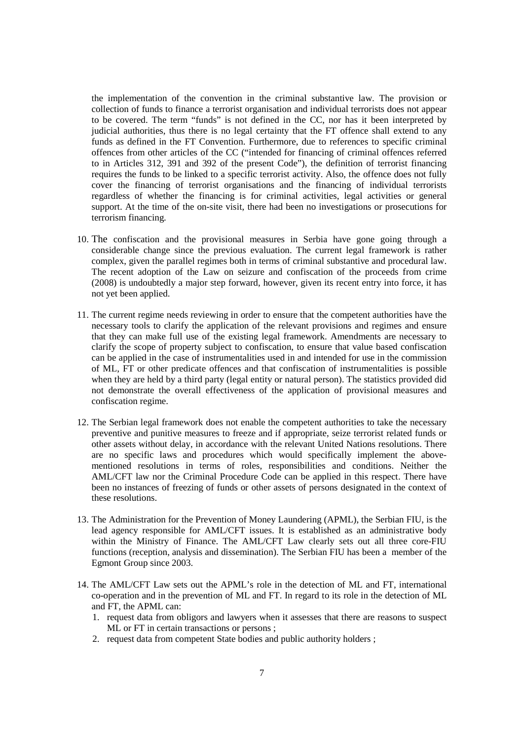the implementation of the convention in the criminal substantive law. The provision or collection of funds to finance a terrorist organisation and individual terrorists does not appear to be covered. The term "funds" is not defined in the CC, nor has it been interpreted by judicial authorities, thus there is no legal certainty that the FT offence shall extend to any funds as defined in the FT Convention. Furthermore, due to references to specific criminal offences from other articles of the CC ("intended for financing of criminal offences referred to in Articles 312, 391 and 392 of the present Code"), the definition of terrorist financing requires the funds to be linked to a specific terrorist activity. Also, the offence does not fully cover the financing of terrorist organisations and the financing of individual terrorists regardless of whether the financing is for criminal activities, legal activities or general support. At the time of the on-site visit, there had been no investigations or prosecutions for terrorism financing.

10. The confiscation and the provisional measures in Serbia have gone going through a considerable change since the previous evaluation. The current legal framework is rather complex, given the parallel regimes both in terms of criminal substantive and procedural law. The recent adoption of the Law on seizure and confiscation of the proceeds from crime (2008) is undoubtedly a major step forward, however, given its recent entry into force, it has not yet been applied.

11. The current regime needs reviewing in order to ensure that the competent authorities have the necessary tools to clarify the application of the relevant provisions and regimes and ensure that they can make full use of the existing legal framework. Amendments are necessary to clarify the scope of property subject to confiscation, to ensure that value based confiscation can be applied in the case of instrumentalities used in and intended for use in the commission of ML, FT or other predicate offences and that confiscation of instrumentalities is possible when they are held by a third party (legal entity or natural person). The statistics provided did not demonstrate the overall effectiveness of the application of provisional measures and confiscation regime.

12. The Serbian legal framework does not enable the competent authorities to take the necessary preventive and punitive measures to freeze and if appropriate, seize terrorist related funds or other assets without delay, in accordance with the relevant United Nations resolutions. There are no specific laws and procedures which would specifically implement the above-mentioned resolutions in terms of roles, responsibilities and conditions. Neither the AML/CFT law nor the Criminal Procedure Code can be applied in this respect. There have been no instances of freezing of funds or other assets of persons designated in the context of these resolutions.

13. The Administration for the Prevention of Money Laundering (APML), the Serbian FIU, is the lead agency responsible for AML/CFT issues. It is established as an administrative body within the Ministry of Finance. The AML/CFT Law clearly sets out all three core-FIU functions (reception, analysis and dissemination). The Serbian FIU has been a member of the Egmont Group since 2003.

14. The AML/CFT Law sets out the APML's role in the detection of ML and FT, international co-operation and in the prevention of ML and FT. In regard to its role in the detection of ML and FT, the APML can:
    1. request data from obligors and lawyers when it assesses that there are reasons to suspect ML or FT in certain transactions or persons ;
    2. request data from competent State bodies and public authority holders ;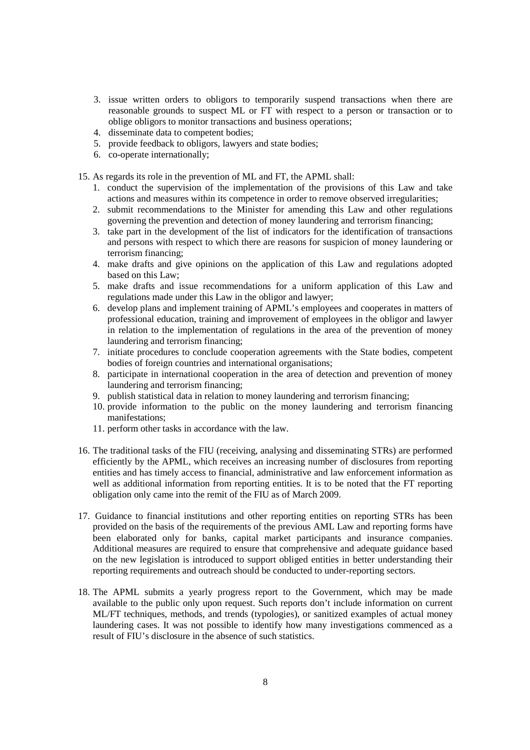3. issue written orders to obligors to temporarily suspend transactions when there are reasonable grounds to suspect ML or FT with respect to a person or transaction or to oblige obligors to monitor transactions and business operations;
4. disseminate data to competent bodies;
5. provide feedback to obligors, lawyers and state bodies;
6. co-operate internationally;

15. As regards its role in the prevention of ML and FT, the APML shall:
    1. conduct the supervision of the implementation of the provisions of this Law and take actions and measures within its competence in order to remove observed irregularities;
    2. submit recommendations to the Minister for amending this Law and other regulations governing the prevention and detection of money laundering and terrorism financing;
    3. take part in the development of the list of indicators for the identification of transactions and persons with respect to which there are reasons for suspicion of money laundering or terrorism financing;
    4. make drafts and give opinions on the application of this Law and regulations adopted based on this Law;
    5. make drafts and issue recommendations for a uniform application of this Law and regulations made under this Law in the obligor and lawyer;
    6. develop plans and implement training of APML's employees and cooperates in matters of professional education, training and improvement of employees in the obligor and lawyer in relation to the implementation of regulations in the area of the prevention of money laundering and terrorism financing;
    7. initiate procedures to conclude cooperation agreements with the State bodies, competent bodies of foreign countries and international organisations;
    8. participate in international cooperation in the area of detection and prevention of money laundering and terrorism financing;
    9. publish statistical data in relation to money laundering and terrorism financing;
    10. provide information to the public on the money laundering and terrorism financing manifestations;
    11. perform other tasks in accordance with the law.

16. The traditional tasks of the FIU (receiving, analysing and disseminating STRs) are performed efficiently by the APML, which receives an increasing number of disclosures from reporting entities and has timely access to financial, administrative and law enforcement information as well as additional information from reporting entities. It is to be noted that the FT reporting obligation only came into the remit of the FIU as of March 2009.

17. Guidance to financial institutions and other reporting entities on reporting STRs has been provided on the basis of the requirements of the previous AML Law and reporting forms have been elaborated only for banks, capital market participants and insurance companies. Additional measures are required to ensure that comprehensive and adequate guidance based on the new legislation is introduced to support obliged entities in better understanding their reporting requirements and outreach should be conducted to under-reporting sectors.

18. The APML submits a yearly progress report to the Government, which may be made available to the public only upon request. Such reports don't include information on current ML/FT techniques, methods, and trends (typologies), or sanitized examples of actual money laundering cases. It was not possible to identify how many investigations commenced as a result of FIU's disclosure in the absence of such statistics.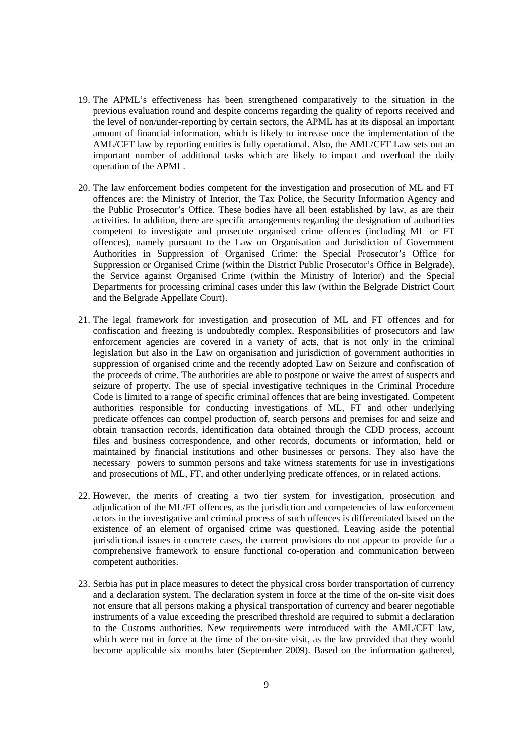19. The APML's effectiveness has been strengthened comparatively to the situation in the previous evaluation round and despite concerns regarding the quality of reports received and the level of non/under-reporting by certain sectors, the APML has at its disposal an important amount of financial information, which is likely to increase once the implementation of the AML/CFT law by reporting entities is fully operational. Also, the AML/CFT Law sets out an important number of additional tasks which are likely to impact and overload the daily operation of the APML.

20. The law enforcement bodies competent for the investigation and prosecution of ML and FT offences are: the Ministry of Interior, the Tax Police, the Security Information Agency and the Public Prosecutor's Office. These bodies have all been established by law, as are their activities. In addition, there are specific arrangements regarding the designation of authorities competent to investigate and prosecute organised crime offences (including ML or FT offences), namely pursuant to the Law on Organisation and Jurisdiction of Government Authorities in Suppression of Organised Crime: the Special Prosecutor's Office for Suppression or Organised Crime (within the District Public Prosecutor's Office in Belgrade), the Service against Organised Crime (within the Ministry of Interior) and the Special Departments for processing criminal cases under this law (within the Belgrade District Court and the Belgrade Appellate Court).

21. The legal framework for investigation and prosecution of ML and FT offences and for confiscation and freezing is undoubtedly complex. Responsibilities of prosecutors and law enforcement agencies are covered in a variety of acts, that is not only in the criminal legislation but also in the Law on organisation and jurisdiction of government authorities in suppression of organised crime and the recently adopted Law on Seizure and confiscation of the proceeds of crime. The authorities are able to postpone or waive the arrest of suspects and seizure of property. The use of special investigative techniques in the Criminal Procedure Code is limited to a range of specific criminal offences that are being investigated. Competent authorities responsible for conducting investigations of ML, FT and other underlying predicate offences can compel production of, search persons and premises for and seize and obtain transaction records, identification data obtained through the CDD process, account files and business correspondence, and other records, documents or information, held or maintained by financial institutions and other businesses or persons. They also have the necessary powers to summon persons and take witness statements for use in investigations and prosecutions of ML, FT, and other underlying predicate offences, or in related actions.

22. However, the merits of creating a two tier system for investigation, prosecution and adjudication of the ML/FT offences, as the jurisdiction and competencies of law enforcement actors in the investigative and criminal process of such offences is differentiated based on the existence of an element of organised crime was questioned. Leaving aside the potential jurisdictional issues in concrete cases, the current provisions do not appear to provide for a comprehensive framework to ensure functional co-operation and communication between competent authorities.

23. Serbia has put in place measures to detect the physical cross border transportation of currency and a declaration system. The declaration system in force at the time of the on-site visit does not ensure that all persons making a physical transportation of currency and bearer negotiable instruments of a value exceeding the prescribed threshold are required to submit a declaration to the Customs authorities. New requirements were introduced with the AML/CFT law, which were not in force at the time of the on-site visit, as the law provided that they would become applicable six months later (September 2009). Based on the information gathered,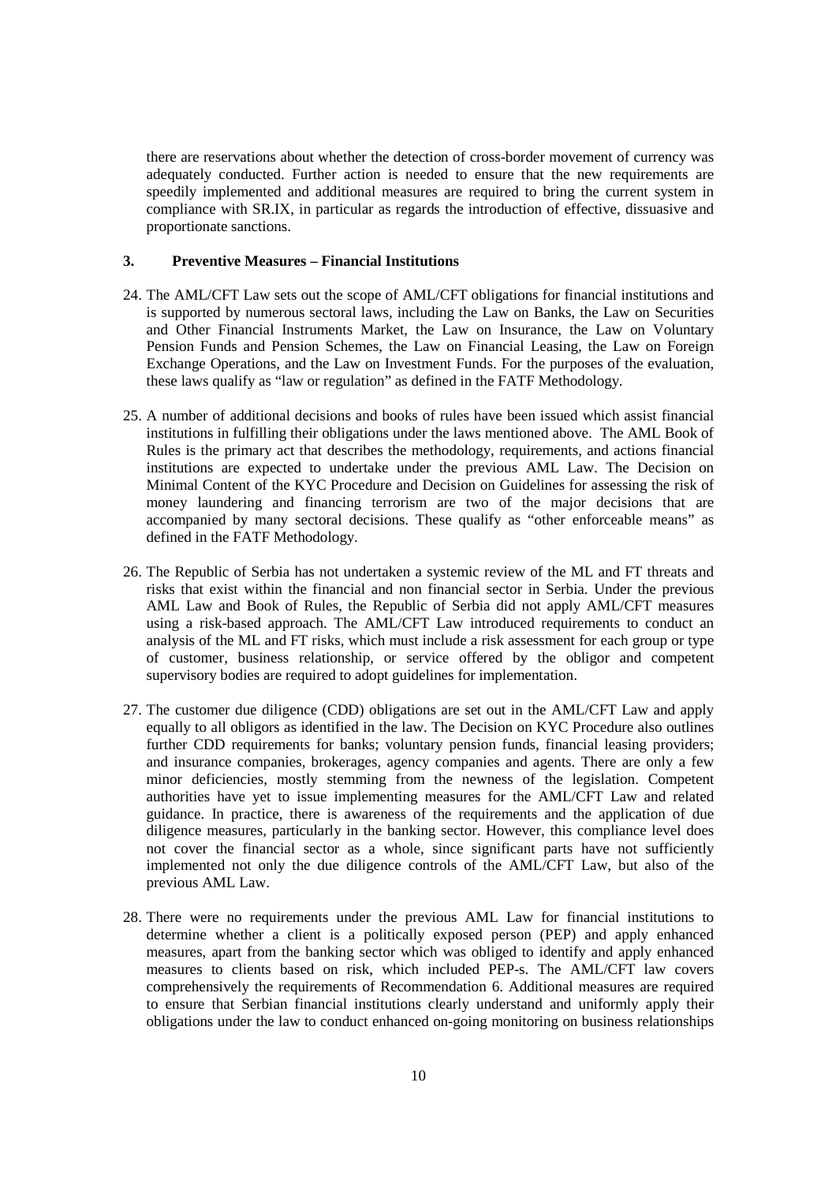there are reservations about whether the detection of cross-border movement of currency was adequately conducted. Further action is needed to ensure that the new requirements are speedily implemented and additional measures are required to bring the current system in compliance with SR.IX, in particular as regards the introduction of effective, dissuasive and proportionate sanctions.

### 3. Preventive Measures – Financial Institutions

24. The AML/CFT Law sets out the scope of AML/CFT obligations for financial institutions and is supported by numerous sectoral laws, including the Law on Banks, the Law on Securities and Other Financial Instruments Market, the Law on Insurance, the Law on Voluntary Pension Funds and Pension Schemes, the Law on Financial Leasing, the Law on Foreign Exchange Operations, and the Law on Investment Funds. For the purposes of the evaluation, these laws qualify as "law or regulation" as defined in the FATF Methodology.

25. A number of additional decisions and books of rules have been issued which assist financial institutions in fulfilling their obligations under the laws mentioned above. The AML Book of Rules is the primary act that describes the methodology, requirements, and actions financial institutions are expected to undertake under the previous AML Law. The Decision on Minimal Content of the KYC Procedure and Decision on Guidelines for assessing the risk of money laundering and financing terrorism are two of the major decisions that are accompanied by many sectoral decisions. These qualify as "other enforceable means" as defined in the FATF Methodology.

26. The Republic of Serbia has not undertaken a systemic review of the ML and FT threats and risks that exist within the financial and non financial sector in Serbia. Under the previous AML Law and Book of Rules, the Republic of Serbia did not apply AML/CFT measures using a risk-based approach. The AML/CFT Law introduced requirements to conduct an analysis of the ML and FT risks, which must include a risk assessment for each group or type of customer, business relationship, or service offered by the obligor and competent supervisory bodies are required to adopt guidelines for implementation.

27. The customer due diligence (CDD) obligations are set out in the AML/CFT Law and apply equally to all obligors as identified in the law. The Decision on KYC Procedure also outlines further CDD requirements for banks; voluntary pension funds, financial leasing providers; and insurance companies, brokerages, agency companies and agents. There are only a few minor deficiencies, mostly stemming from the newness of the legislation. Competent authorities have yet to issue implementing measures for the AML/CFT Law and related guidance. In practice, there is awareness of the requirements and the application of due diligence measures, particularly in the banking sector. However, this compliance level does not cover the financial sector as a whole, since significant parts have not sufficiently implemented not only the due diligence controls of the AML/CFT Law, but also of the previous AML Law.

28. There were no requirements under the previous AML Law for financial institutions to determine whether a client is a politically exposed person (PEP) and apply enhanced measures, apart from the banking sector which was obliged to identify and apply enhanced measures to clients based on risk, which included PEP-s. The AML/CFT law covers comprehensively the requirements of Recommendation 6. Additional measures are required to ensure that Serbian financial institutions clearly understand and uniformly apply their obligations under the law to conduct enhanced on-going monitoring on business relationships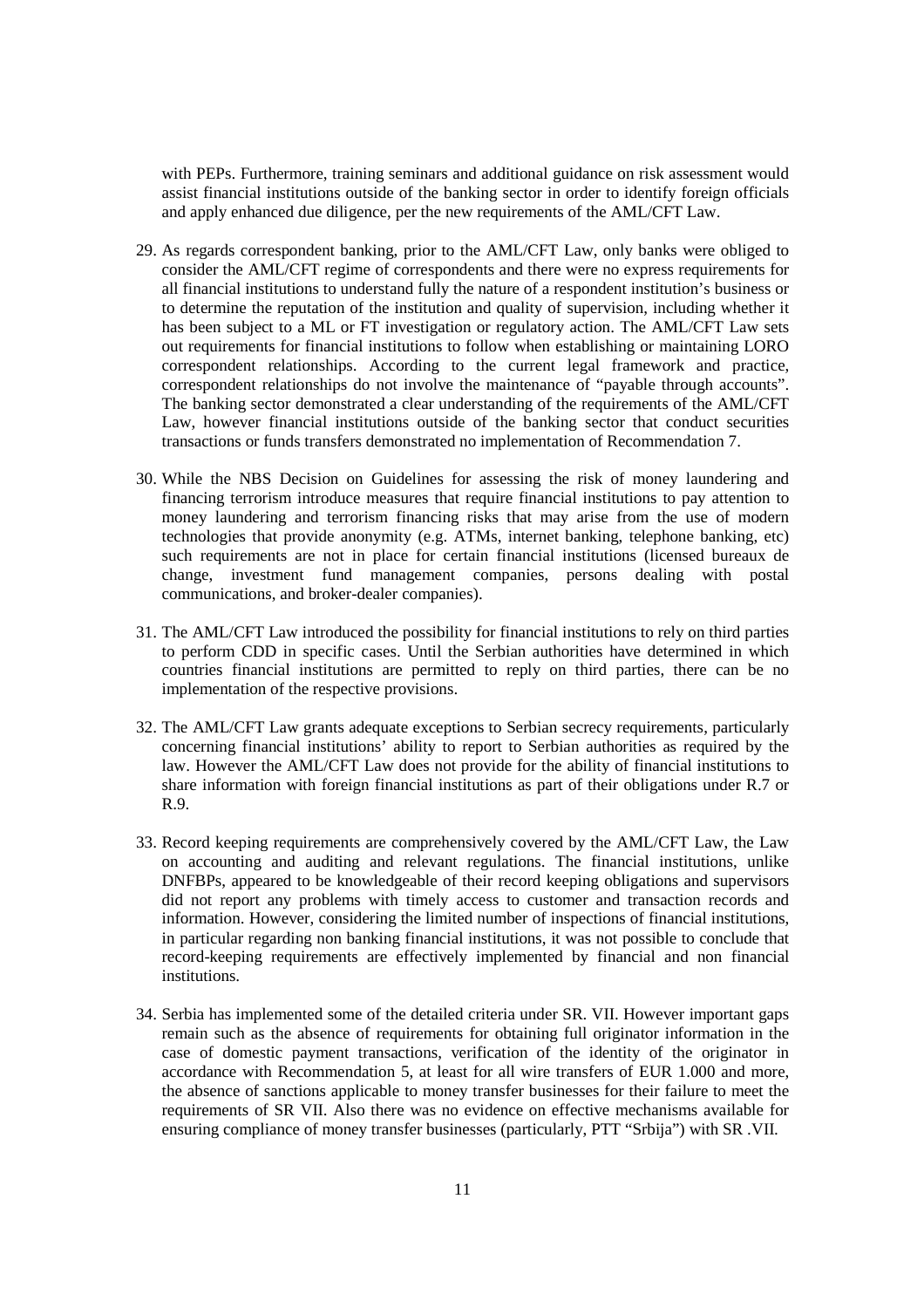with PEPs. Furthermore, training seminars and additional guidance on risk assessment would assist financial institutions outside of the banking sector in order to identify foreign officials and apply enhanced due diligence, per the new requirements of the AML/CFT Law.

29. As regards correspondent banking, prior to the AML/CFT Law, only banks were obliged to consider the AML/CFT regime of correspondents and there were no express requirements for all financial institutions to understand fully the nature of a respondent institution's business or to determine the reputation of the institution and quality of supervision, including whether it has been subject to a ML or FT investigation or regulatory action. The AML/CFT Law sets out requirements for financial institutions to follow when establishing or maintaining LORO correspondent relationships. According to the current legal framework and practice, correspondent relationships do not involve the maintenance of "payable through accounts". The banking sector demonstrated a clear understanding of the requirements of the AML/CFT Law, however financial institutions outside of the banking sector that conduct securities transactions or funds transfers demonstrated no implementation of Recommendation 7.

30. While the NBS Decision on Guidelines for assessing the risk of money laundering and financing terrorism introduce measures that require financial institutions to pay attention to money laundering and terrorism financing risks that may arise from the use of modern technologies that provide anonymity (e.g. ATMs, internet banking, telephone banking, etc) such requirements are not in place for certain financial institutions (licensed bureaux de change, investment fund management companies, persons dealing with postal communications, and broker-dealer companies).

31. The AML/CFT Law introduced the possibility for financial institutions to rely on third parties to perform CDD in specific cases. Until the Serbian authorities have determined in which countries financial institutions are permitted to reply on third parties, there can be no implementation of the respective provisions.

32. The AML/CFT Law grants adequate exceptions to Serbian secrecy requirements, particularly concerning financial institutions' ability to report to Serbian authorities as required by the law. However the AML/CFT Law does not provide for the ability of financial institutions to share information with foreign financial institutions as part of their obligations under R.7 or R.9.

33. Record keeping requirements are comprehensively covered by the AML/CFT Law, the Law on accounting and auditing and relevant regulations. The financial institutions, unlike DNFBPs, appeared to be knowledgeable of their record keeping obligations and supervisors did not report any problems with timely access to customer and transaction records and information. However, considering the limited number of inspections of financial institutions, in particular regarding non banking financial institutions, it was not possible to conclude that record-keeping requirements are effectively implemented by financial and non financial institutions.

34. Serbia has implemented some of the detailed criteria under SR. VII. However important gaps remain such as the absence of requirements for obtaining full originator information in the case of domestic payment transactions, verification of the identity of the originator in accordance with Recommendation 5, at least for all wire transfers of EUR 1.000 and more, the absence of sanctions applicable to money transfer businesses for their failure to meet the requirements of SR VII. Also there was no evidence on effective mechanisms available for ensuring compliance of money transfer businesses (particularly, PTT "Srbija") with SR .VII.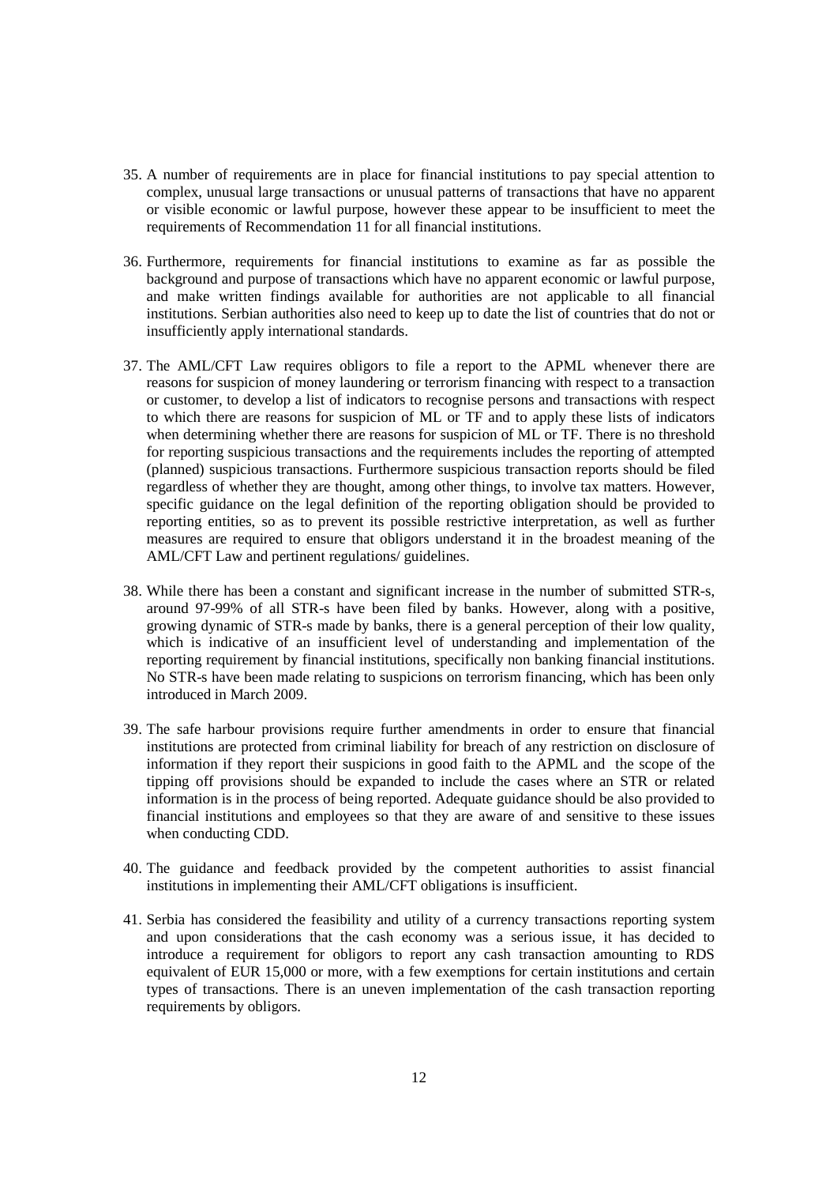35. A number of requirements are in place for financial institutions to pay special attention to complex, unusual large transactions or unusual patterns of transactions that have no apparent or visible economic or lawful purpose, however these appear to be insufficient to meet the requirements of Recommendation 11 for all financial institutions.

36. Furthermore, requirements for financial institutions to examine as far as possible the background and purpose of transactions which have no apparent economic or lawful purpose, and make written findings available for authorities are not applicable to all financial institutions. Serbian authorities also need to keep up to date the list of countries that do not or insufficiently apply international standards.

37. The AML/CFT Law requires obligors to file a report to the APML whenever there are reasons for suspicion of money laundering or terrorism financing with respect to a transaction or customer, to develop a list of indicators to recognise persons and transactions with respect to which there are reasons for suspicion of ML or TF and to apply these lists of indicators when determining whether there are reasons for suspicion of ML or TF. There is no threshold for reporting suspicious transactions and the requirements includes the reporting of attempted (planned) suspicious transactions. Furthermore suspicious transaction reports should be filed regardless of whether they are thought, among other things, to involve tax matters. However, specific guidance on the legal definition of the reporting obligation should be provided to reporting entities, so as to prevent its possible restrictive interpretation, as well as further measures are required to ensure that obligors understand it in the broadest meaning of the AML/CFT Law and pertinent regulations/ guidelines.

38. While there has been a constant and significant increase in the number of submitted STR-s, around 97-99% of all STR-s have been filed by banks. However, along with a positive, growing dynamic of STR-s made by banks, there is a general perception of their low quality, which is indicative of an insufficient level of understanding and implementation of the reporting requirement by financial institutions, specifically non banking financial institutions. No STR-s have been made relating to suspicions on terrorism financing, which has been only introduced in March 2009.

39. The safe harbour provisions require further amendments in order to ensure that financial institutions are protected from criminal liability for breach of any restriction on disclosure of information if they report their suspicions in good faith to the APML and the scope of the tipping off provisions should be expanded to include the cases where an STR or related information is in the process of being reported. Adequate guidance should be also provided to financial institutions and employees so that they are aware of and sensitive to these issues when conducting CDD.

40. The guidance and feedback provided by the competent authorities to assist financial institutions in implementing their AML/CFT obligations is insufficient.

41. Serbia has considered the feasibility and utility of a currency transactions reporting system and upon considerations that the cash economy was a serious issue, it has decided to introduce a requirement for obligors to report any cash transaction amounting to RDS equivalent of EUR 15,000 or more, with a few exemptions for certain institutions and certain types of transactions. There is an uneven implementation of the cash transaction reporting requirements by obligors.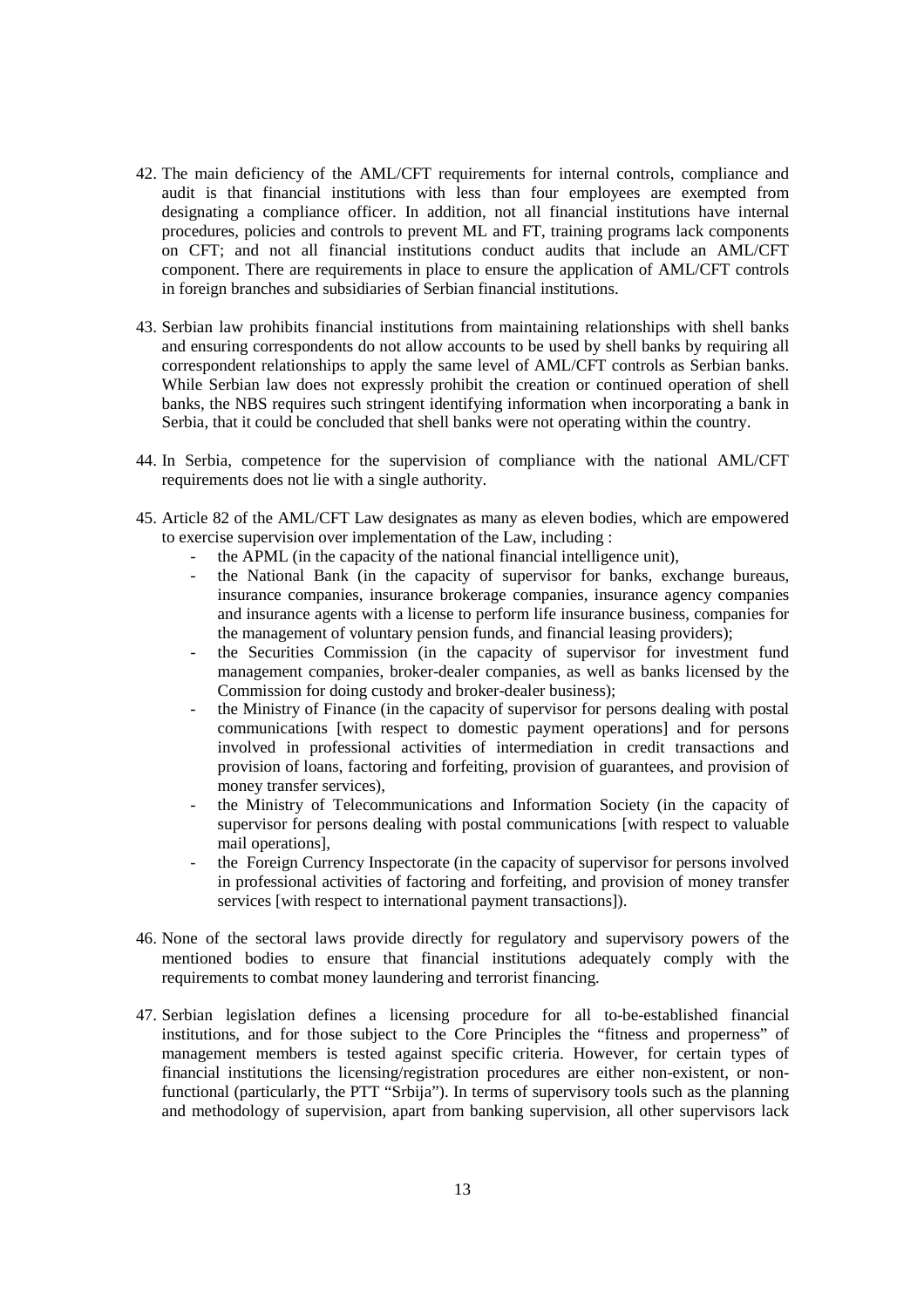42. The main deficiency of the AML/CFT requirements for internal controls, compliance and audit is that financial institutions with less than four employees are exempted from designating a compliance officer. In addition, not all financial institutions have internal procedures, policies and controls to prevent ML and FT, training programs lack components on CFT; and not all financial institutions conduct audits that include an AML/CFT component. There are requirements in place to ensure the application of AML/CFT controls in foreign branches and subsidiaries of Serbian financial institutions.

43. Serbian law prohibits financial institutions from maintaining relationships with shell banks and ensuring correspondents do not allow accounts to be used by shell banks by requiring all correspondent relationships to apply the same level of AML/CFT controls as Serbian banks. While Serbian law does not expressly prohibit the creation or continued operation of shell banks, the NBS requires such stringent identifying information when incorporating a bank in Serbia, that it could be concluded that shell banks were not operating within the country.

44. In Serbia, competence for the supervision of compliance with the national AML/CFT requirements does not lie with a single authority.

45. Article 82 of the AML/CFT Law designates as many as eleven bodies, which are empowered to exercise supervision over implementation of the Law, including :
    - the APML (in the capacity of the national financial intelligence unit),
    - the National Bank (in the capacity of supervisor for banks, exchange bureaus, insurance companies, insurance brokerage companies, insurance agency companies and insurance agents with a license to perform life insurance business, companies for the management of voluntary pension funds, and financial leasing providers);
    - the Securities Commission (in the capacity of supervisor for investment fund management companies, broker-dealer companies, as well as banks licensed by the Commission for doing custody and broker-dealer business);
    - the Ministry of Finance (in the capacity of supervisor for persons dealing with postal communications [with respect to domestic payment operations] and for persons involved in professional activities of intermediation in credit transactions and provision of loans, factoring and forfeiting, provision of guarantees, and provision of money transfer services),
    - the Ministry of Telecommunications and Information Society (in the capacity of supervisor for persons dealing with postal communications [with respect to valuable mail operations],
    - the Foreign Currency Inspectorate (in the capacity of supervisor for persons involved in professional activities of factoring and forfeiting, and provision of money transfer services [with respect to international payment transactions]).

46. None of the sectoral laws provide directly for regulatory and supervisory powers of the mentioned bodies to ensure that financial institutions adequately comply with the requirements to combat money laundering and terrorist financing.

47. Serbian legislation defines a licensing procedure for all to-be-established financial institutions, and for those subject to the Core Principles the "fitness and properness" of management members is tested against specific criteria. However, for certain types of financial institutions the licensing/registration procedures are either non-existent, or non-functional (particularly, the PTT "Srbija"). In terms of supervisory tools such as the planning and methodology of supervision, apart from banking supervision, all other supervisors lack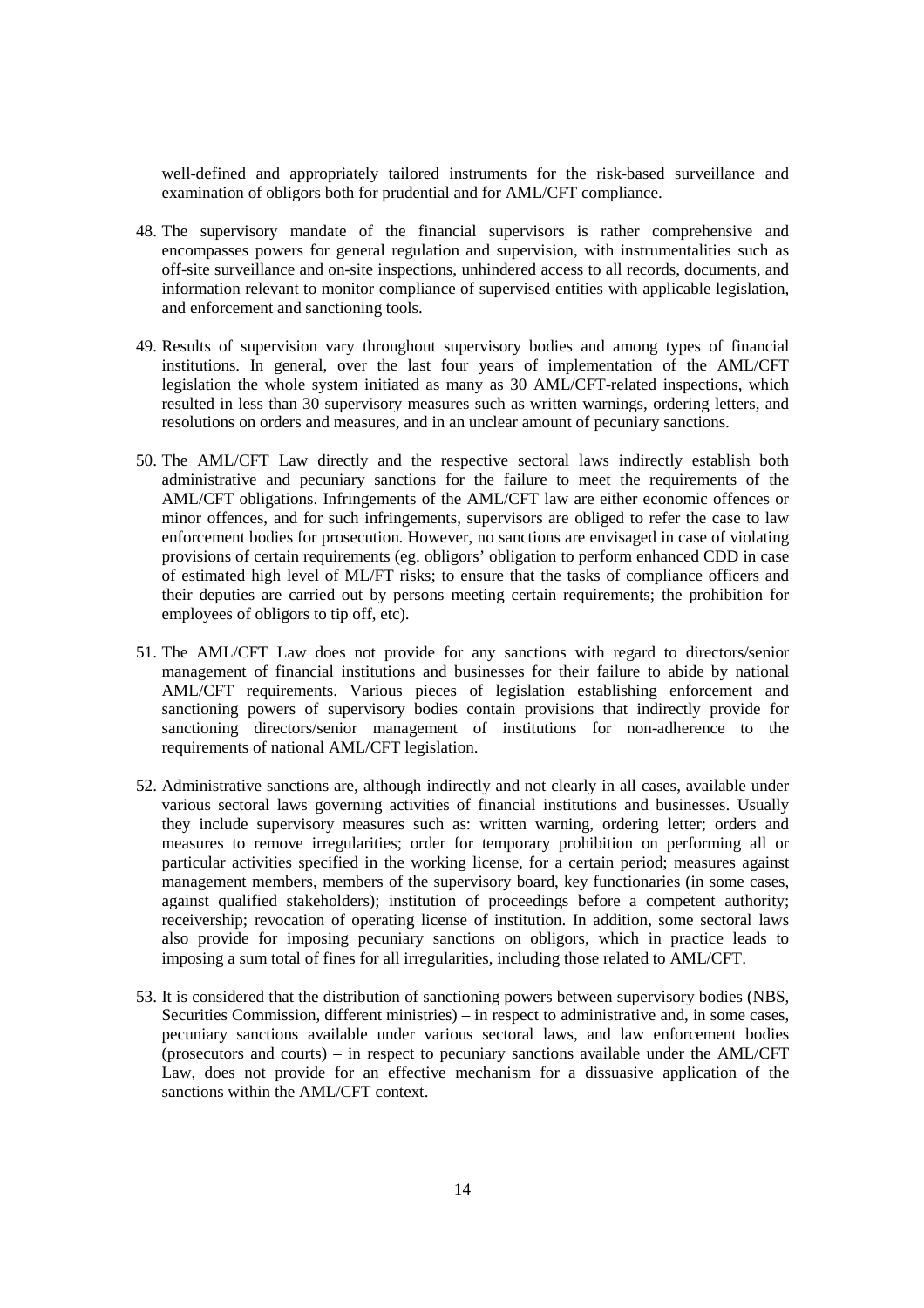well-defined and appropriately tailored instruments for the risk-based surveillance and examination of obligors both for prudential and for AML/CFT compliance.

48. The supervisory mandate of the financial supervisors is rather comprehensive and encompasses powers for general regulation and supervision, with instrumentalities such as off-site surveillance and on-site inspections, unhindered access to all records, documents, and information relevant to monitor compliance of supervised entities with applicable legislation, and enforcement and sanctioning tools.

49. Results of supervision vary throughout supervisory bodies and among types of financial institutions. In general, over the last four years of implementation of the AML/CFT legislation the whole system initiated as many as 30 AML/CFT-related inspections, which resulted in less than 30 supervisory measures such as written warnings, ordering letters, and resolutions on orders and measures, and in an unclear amount of pecuniary sanctions.

50. The AML/CFT Law directly and the respective sectoral laws indirectly establish both administrative and pecuniary sanctions for the failure to meet the requirements of the AML/CFT obligations. Infringements of the AML/CFT law are either economic offences or minor offences, and for such infringements, supervisors are obliged to refer the case to law enforcement bodies for prosecution. However, no sanctions are envisaged in case of violating provisions of certain requirements (eg. obligors' obligation to perform enhanced CDD in case of estimated high level of ML/FT risks; to ensure that the tasks of compliance officers and their deputies are carried out by persons meeting certain requirements; the prohibition for employees of obligors to tip off, etc).

51. The AML/CFT Law does not provide for any sanctions with regard to directors/senior management of financial institutions and businesses for their failure to abide by national AML/CFT requirements. Various pieces of legislation establishing enforcement and sanctioning powers of supervisory bodies contain provisions that indirectly provide for sanctioning directors/senior management of institutions for non-adherence to the requirements of national AML/CFT legislation.

52. Administrative sanctions are, although indirectly and not clearly in all cases, available under various sectoral laws governing activities of financial institutions and businesses. Usually they include supervisory measures such as: written warning, ordering letter; orders and measures to remove irregularities; order for temporary prohibition on performing all or particular activities specified in the working license, for a certain period; measures against management members, members of the supervisory board, key functionaries (in some cases, against qualified stakeholders); institution of proceedings before a competent authority; receivership; revocation of operating license of institution. In addition, some sectoral laws also provide for imposing pecuniary sanctions on obligors, which in practice leads to imposing a sum total of fines for all irregularities, including those related to AML/CFT.

53. It is considered that the distribution of sanctioning powers between supervisory bodies (NBS, Securities Commission, different ministries) – in respect to administrative and, in some cases, pecuniary sanctions available under various sectoral laws, and law enforcement bodies (prosecutors and courts) – in respect to pecuniary sanctions available under the AML/CFT Law, does not provide for an effective mechanism for a dissuasive application of the sanctions within the AML/CFT context.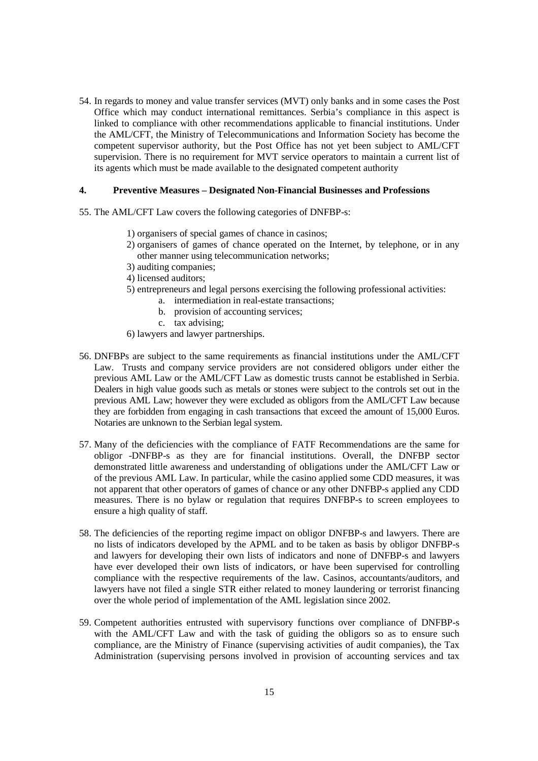54. In regards to money and value transfer services (MVT) only banks and in some cases the Post Office which may conduct international remittances. Serbia's compliance in this aspect is linked to compliance with other recommendations applicable to financial institutions. Under the AML/CFT, the Ministry of Telecommunications and Information Society has become the competent supervisor authority, but the Post Office has not yet been subject to AML/CFT supervision. There is no requirement for MVT service operators to maintain a current list of its agents which must be made available to the designated competent authority

## 4. Preventive Measures – Designated Non-Financial Businesses and Professions

55. The AML/CFT Law covers the following categories of DNFBP-s:

    1) organisers of special games of chance in casinos;
    2) organisers of games of chance operated on the Internet, by telephone, or in any other manner using telecommunication networks;
    3) auditing companies;
    4) licensed auditors;
    5) entrepreneurs and legal persons exercising the following professional activities:
        a. intermediation in real-estate transactions;
        b. provision of accounting services;
        c. tax advising;
    6) lawyers and lawyer partnerships.

56. DNFBPs are subject to the same requirements as financial institutions under the AML/CFT Law. Trusts and company service providers are not considered obligors under either the previous AML Law or the AML/CFT Law as domestic trusts cannot be established in Serbia. Dealers in high value goods such as metals or stones were subject to the controls set out in the previous AML Law; however they were excluded as obligors from the AML/CFT Law because they are forbidden from engaging in cash transactions that exceed the amount of 15,000 Euros. Notaries are unknown to the Serbian legal system.

57. Many of the deficiencies with the compliance of FATF Recommendations are the same for obligor -DNFBP-s as they are for financial institutions. Overall, the DNFBP sector demonstrated little awareness and understanding of obligations under the AML/CFT Law or of the previous AML Law. In particular, while the casino applied some CDD measures, it was not apparent that other operators of games of chance or any other DNFBP-s applied any CDD measures. There is no bylaw or regulation that requires DNFBP-s to screen employees to ensure a high quality of staff.

58. The deficiencies of the reporting regime impact on obligor DNFBP-s and lawyers. There are no lists of indicators developed by the APML and to be taken as basis by obligor DNFBP-s and lawyers for developing their own lists of indicators and none of DNFBP-s and lawyers have ever developed their own lists of indicators, or have been supervised for controlling compliance with the respective requirements of the law. Casinos, accountants/auditors, and lawyers have not filed a single STR either related to money laundering or terrorist financing over the whole period of implementation of the AML legislation since 2002.

59. Competent authorities entrusted with supervisory functions over compliance of DNFBP-s with the AML/CFT Law and with the task of guiding the obligors so as to ensure such compliance, are the Ministry of Finance (supervising activities of audit companies), the Tax Administration (supervising persons involved in provision of accounting services and tax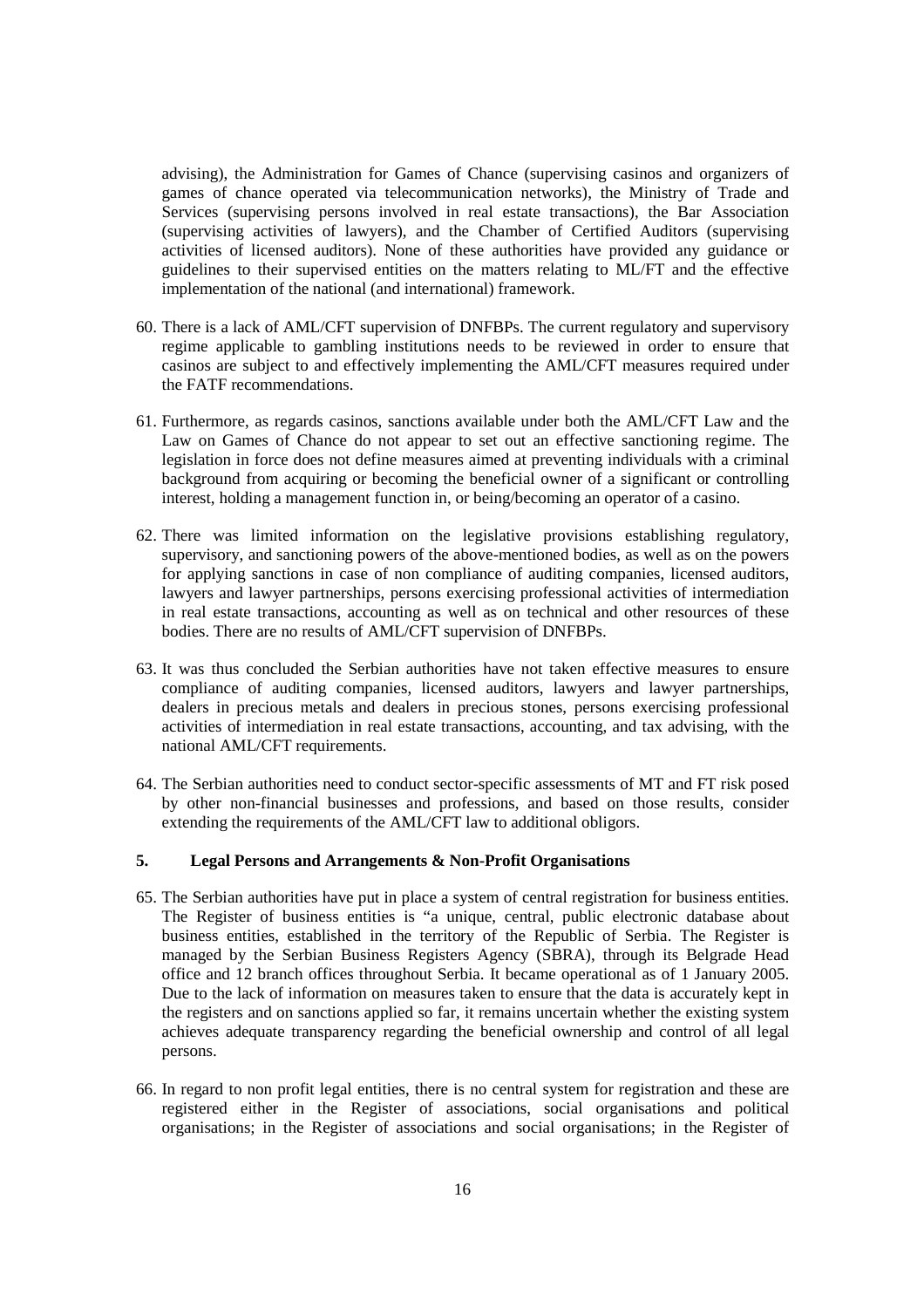advising), the Administration for Games of Chance (supervising casinos and organizers of games of chance operated via telecommunication networks), the Ministry of Trade and Services (supervising persons involved in real estate transactions), the Bar Association (supervising activities of lawyers), and the Chamber of Certified Auditors (supervising activities of licensed auditors). None of these authorities have provided any guidance or guidelines to their supervised entities on the matters relating to ML/FT and the effective implementation of the national (and international) framework.

60. There is a lack of AML/CFT supervision of DNFBPs. The current regulatory and supervisory regime applicable to gambling institutions needs to be reviewed in order to ensure that casinos are subject to and effectively implementing the AML/CFT measures required under the FATF recommendations.

61. Furthermore, as regards casinos, sanctions available under both the AML/CFT Law and the Law on Games of Chance do not appear to set out an effective sanctioning regime. The legislation in force does not define measures aimed at preventing individuals with a criminal background from acquiring or becoming the beneficial owner of a significant or controlling interest, holding a management function in, or being/becoming an operator of a casino.

62. There was limited information on the legislative provisions establishing regulatory, supervisory, and sanctioning powers of the above-mentioned bodies, as well as on the powers for applying sanctions in case of non compliance of auditing companies, licensed auditors, lawyers and lawyer partnerships, persons exercising professional activities of intermediation in real estate transactions, accounting as well as on technical and other resources of these bodies. There are no results of AML/CFT supervision of DNFBPs.

63. It was thus concluded the Serbian authorities have not taken effective measures to ensure compliance of auditing companies, licensed auditors, lawyers and lawyer partnerships, dealers in precious metals and dealers in precious stones, persons exercising professional activities of intermediation in real estate transactions, accounting, and tax advising, with the national AML/CFT requirements.

64. The Serbian authorities need to conduct sector-specific assessments of MT and FT risk posed by other non-financial businesses and professions, and based on those results, consider extending the requirements of the AML/CFT law to additional obligors.

## 5. Legal Persons and Arrangements & Non-Profit Organisations

65. The Serbian authorities have put in place a system of central registration for business entities. The Register of business entities is "a unique, central, public electronic database about business entities, established in the territory of the Republic of Serbia. The Register is managed by the Serbian Business Registers Agency (SBRA), through its Belgrade Head office and 12 branch offices throughout Serbia. It became operational as of 1 January 2005. Due to the lack of information on measures taken to ensure that the data is accurately kept in the registers and on sanctions applied so far, it remains uncertain whether the existing system achieves adequate transparency regarding the beneficial ownership and control of all legal persons.

66. In regard to non profit legal entities, there is no central system for registration and these are registered either in the Register of associations, social organisations and political organisations; in the Register of associations and social organisations; in the Register of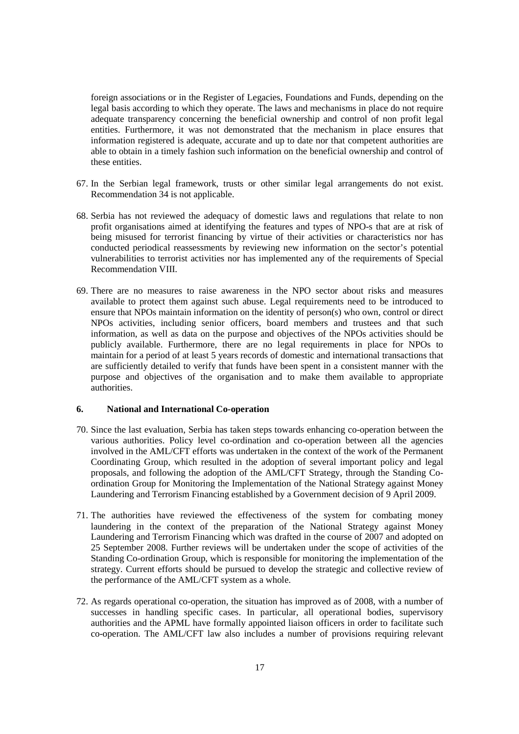foreign associations or in the Register of Legacies, Foundations and Funds, depending on the legal basis according to which they operate. The laws and mechanisms in place do not require adequate transparency concerning the beneficial ownership and control of non profit legal entities. Furthermore, it was not demonstrated that the mechanism in place ensures that information registered is adequate, accurate and up to date nor that competent authorities are able to obtain in a timely fashion such information on the beneficial ownership and control of these entities.

67. In the Serbian legal framework, trusts or other similar legal arrangements do not exist. Recommendation 34 is not applicable.

68. Serbia has not reviewed the adequacy of domestic laws and regulations that relate to non profit organisations aimed at identifying the features and types of NPO-s that are at risk of being misused for terrorist financing by virtue of their activities or characteristics nor has conducted periodical reassessments by reviewing new information on the sector's potential vulnerabilities to terrorist activities nor has implemented any of the requirements of Special Recommendation VIII.

69. There are no measures to raise awareness in the NPO sector about risks and measures available to protect them against such abuse. Legal requirements need to be introduced to ensure that NPOs maintain information on the identity of person(s) who own, control or direct NPOs activities, including senior officers, board members and trustees and that such information, as well as data on the purpose and objectives of the NPOs activities should be publicly available. Furthermore, there are no legal requirements in place for NPOs to maintain for a period of at least 5 years records of domestic and international transactions that are sufficiently detailed to verify that funds have been spent in a consistent manner with the purpose and objectives of the organisation and to make them available to appropriate authorities.

## 6. National and International Co-operation

70. Since the last evaluation, Serbia has taken steps towards enhancing co-operation between the various authorities. Policy level co-ordination and co-operation between all the agencies involved in the AML/CFT efforts was undertaken in the context of the work of the Permanent Coordinating Group, which resulted in the adoption of several important policy and legal proposals, and following the adoption of the AML/CFT Strategy, through the Standing Co-ordination Group for Monitoring the Implementation of the National Strategy against Money Laundering and Terrorism Financing established by a Government decision of 9 April 2009.

71. The authorities have reviewed the effectiveness of the system for combating money laundering in the context of the preparation of the National Strategy against Money Laundering and Terrorism Financing which was drafted in the course of 2007 and adopted on 25 September 2008. Further reviews will be undertaken under the scope of activities of the Standing Co-ordination Group, which is responsible for monitoring the implementation of the strategy. Current efforts should be pursued to develop the strategic and collective review of the performance of the AML/CFT system as a whole.

72. As regards operational co-operation, the situation has improved as of 2008, with a number of successes in handling specific cases. In particular, all operational bodies, supervisory authorities and the APML have formally appointed liaison officers in order to facilitate such co-operation. The AML/CFT law also includes a number of provisions requiring relevant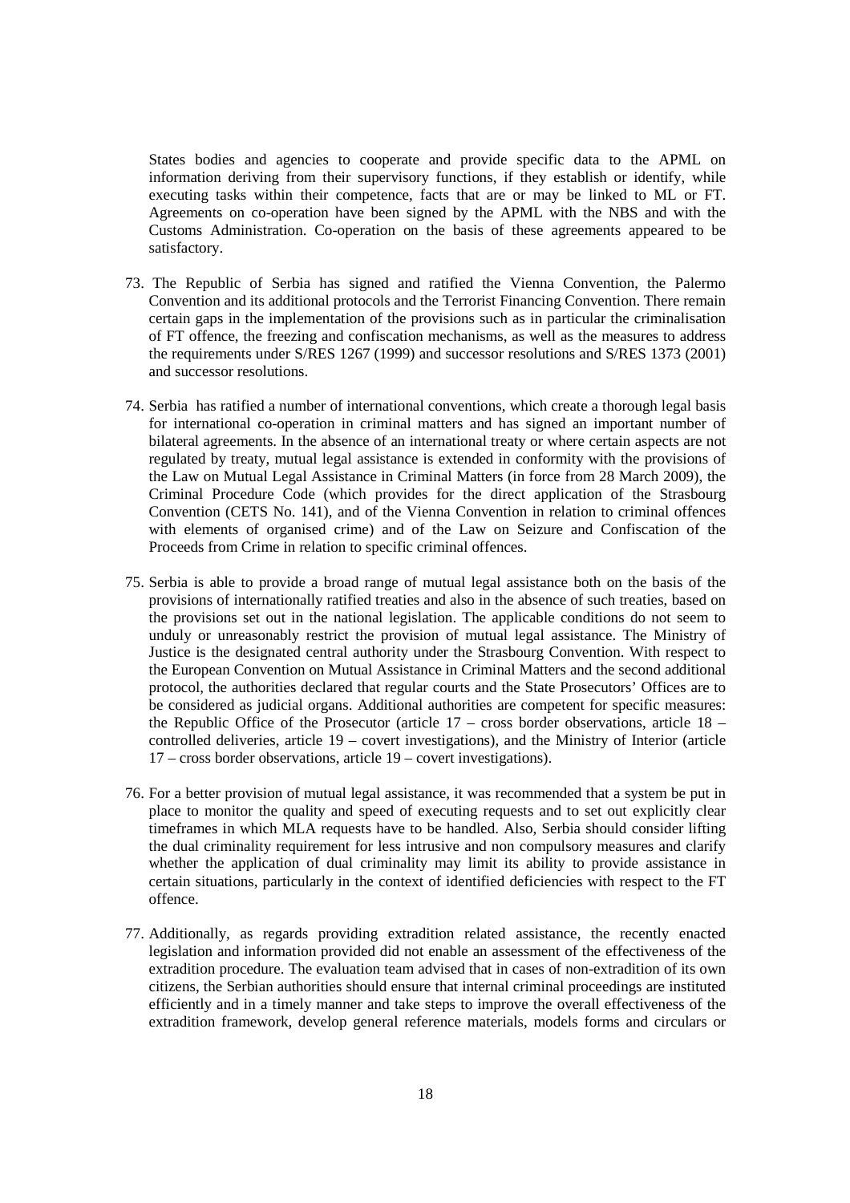States bodies and agencies to cooperate and provide specific data to the APML on information deriving from their supervisory functions, if they establish or identify, while executing tasks within their competence, facts that are or may be linked to ML or FT. Agreements on co-operation have been signed by the APML with the NBS and with the Customs Administration. Co-operation on the basis of these agreements appeared to be satisfactory.

73. The Republic of Serbia has signed and ratified the Vienna Convention, the Palermo Convention and its additional protocols and the Terrorist Financing Convention. There remain certain gaps in the implementation of the provisions such as in particular the criminalisation of FT offence, the freezing and confiscation mechanisms, as well as the measures to address the requirements under S/RES 1267 (1999) and successor resolutions and S/RES 1373 (2001) and successor resolutions.

74. Serbia has ratified a number of international conventions, which create a thorough legal basis for international co-operation in criminal matters and has signed an important number of bilateral agreements. In the absence of an international treaty or where certain aspects are not regulated by treaty, mutual legal assistance is extended in conformity with the provisions of the Law on Mutual Legal Assistance in Criminal Matters (in force from 28 March 2009), the Criminal Procedure Code (which provides for the direct application of the Strasbourg Convention (CETS No. 141), and of the Vienna Convention in relation to criminal offences with elements of organised crime) and of the Law on Seizure and Confiscation of the Proceeds from Crime in relation to specific criminal offences.

75. Serbia is able to provide a broad range of mutual legal assistance both on the basis of the provisions of internationally ratified treaties and also in the absence of such treaties, based on the provisions set out in the national legislation. The applicable conditions do not seem to unduly or unreasonably restrict the provision of mutual legal assistance. The Ministry of Justice is the designated central authority under the Strasbourg Convention. With respect to the European Convention on Mutual Assistance in Criminal Matters and the second additional protocol, the authorities declared that regular courts and the State Prosecutors' Offices are to be considered as judicial organs. Additional authorities are competent for specific measures: the Republic Office of the Prosecutor (article 17 – cross border observations, article 18 – controlled deliveries, article 19 – covert investigations), and the Ministry of Interior (article 17 – cross border observations, article 19 – covert investigations).

76. For a better provision of mutual legal assistance, it was recommended that a system be put in place to monitor the quality and speed of executing requests and to set out explicitly clear timeframes in which MLA requests have to be handled. Also, Serbia should consider lifting the dual criminality requirement for less intrusive and non compulsory measures and clarify whether the application of dual criminality may limit its ability to provide assistance in certain situations, particularly in the context of identified deficiencies with respect to the FT offence.

77. Additionally, as regards providing extradition related assistance, the recently enacted legislation and information provided did not enable an assessment of the effectiveness of the extradition procedure. The evaluation team advised that in cases of non-extradition of its own citizens, the Serbian authorities should ensure that internal criminal proceedings are instituted efficiently and in a timely manner and take steps to improve the overall effectiveness of the extradition framework, develop general reference materials, models forms and circulars or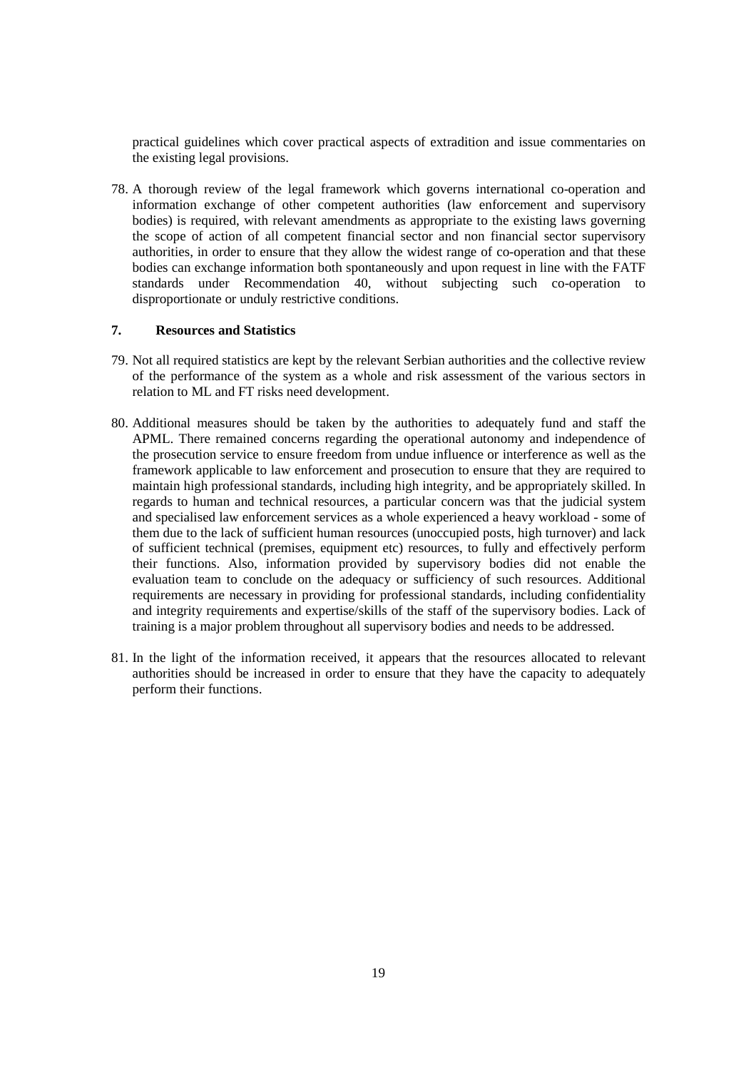practical guidelines which cover practical aspects of extradition and issue commentaries on the existing legal provisions.

78. A thorough review of the legal framework which governs international co-operation and information exchange of other competent authorities (law enforcement and supervisory bodies) is required, with relevant amendments as appropriate to the existing laws governing the scope of action of all competent financial sector and non financial sector supervisory authorities, in order to ensure that they allow the widest range of co-operation and that these bodies can exchange information both spontaneously and upon request in line with the FATF standards under Recommendation 40, without subjecting such co-operation to disproportionate or unduly restrictive conditions.

### 7. Resources and Statistics

79. Not all required statistics are kept by the relevant Serbian authorities and the collective review of the performance of the system as a whole and risk assessment of the various sectors in relation to ML and FT risks need development.

80. Additional measures should be taken by the authorities to adequately fund and staff the APML. There remained concerns regarding the operational autonomy and independence of the prosecution service to ensure freedom from undue influence or interference as well as the framework applicable to law enforcement and prosecution to ensure that they are required to maintain high professional standards, including high integrity, and be appropriately skilled. In regards to human and technical resources, a particular concern was that the judicial system and specialised law enforcement services as a whole experienced a heavy workload - some of them due to the lack of sufficient human resources (unoccupied posts, high turnover) and lack of sufficient technical (premises, equipment etc) resources, to fully and effectively perform their functions. Also, information provided by supervisory bodies did not enable the evaluation team to conclude on the adequacy or sufficiency of such resources. Additional requirements are necessary in providing for professional standards, including confidentiality and integrity requirements and expertise/skills of the staff of the supervisory bodies. Lack of training is a major problem throughout all supervisory bodies and needs to be addressed.

81. In the light of the information received, it appears that the resources allocated to relevant authorities should be increased in order to ensure that they have the capacity to adequately perform their functions.